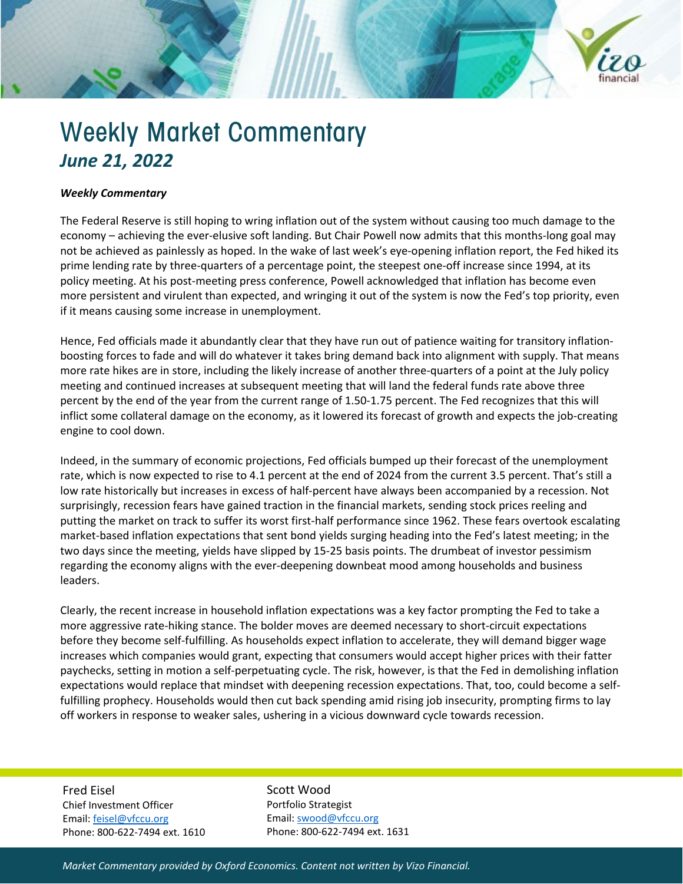# Weekly Market Commentary

## *June 21, 2022*

***Weekly Commentary***

The Federal Reserve is still hoping to wring inflation out of the system without causing too much damage to the economy – achieving the ever-elusive soft landing. But Chair Powell now admits that this months-long goal may not be achieved as painlessly as hoped. In the wake of last week's eye-opening inflation report, the Fed hiked its prime lending rate by three-quarters of a percentage point, the steepest one-off increase since 1994, at its policy meeting. At his post-meeting press conference, Powell acknowledged that inflation has become even more persistent and virulent than expected, and wringing it out of the system is now the Fed's top priority, even if it means causing some increase in unemployment.

Hence, Fed officials made it abundantly clear that they have run out of patience waiting for transitory inflation-boosting forces to fade and will do whatever it takes bring demand back into alignment with supply. That means more rate hikes are in store, including the likely increase of another three-quarters of a point at the July policy meeting and continued increases at subsequent meeting that will land the federal funds rate above three percent by the end of the year from the current range of 1.50-1.75 percent. The Fed recognizes that this will inflict some collateral damage on the economy, as it lowered its forecast of growth and expects the job-creating engine to cool down.

Indeed, in the summary of economic projections, Fed officials bumped up their forecast of the unemployment rate, which is now expected to rise to 4.1 percent at the end of 2024 from the current 3.5 percent. That's still a low rate historically but increases in excess of half-percent have always been accompanied by a recession. Not surprisingly, recession fears have gained traction in the financial markets, sending stock prices reeling and putting the market on track to suffer its worst first-half performance since 1962. These fears overtook escalating market-based inflation expectations that sent bond yields surging heading into the Fed's latest meeting; in the two days since the meeting, yields have slipped by 15-25 basis points. The drumbeat of investor pessimism regarding the economy aligns with the ever-deepening downbeat mood among households and business leaders.

Clearly, the recent increase in household inflation expectations was a key factor prompting the Fed to take a more aggressive rate-hiking stance. The bolder moves are deemed necessary to short-circuit expectations before they become self-fulfilling. As households expect inflation to accelerate, they will demand bigger wage increases which companies would grant, expecting that consumers would accept higher prices with their fatter paychecks, setting in motion a self-perpetuating cycle. The risk, however, is that the Fed in demolishing inflation expectations would replace that mindset with deepening recession expectations. That, too, could become a self-fulfilling prophecy. Households would then cut back spending amid rising job insecurity, prompting firms to lay off workers in response to weaker sales, ushering in a vicious downward cycle towards recession.

Fred Eisel
Chief Investment Officer
Email: feisel@vfccu.org
Phone: 800-622-7494 ext. 1610

Scott Wood
Portfolio Strategist
Email: swood@vfccu.org
Phone: 800-622-7494 ext. 1631

*Market Commentary provided by Oxford Economics. Content not written by Vizo Financial.*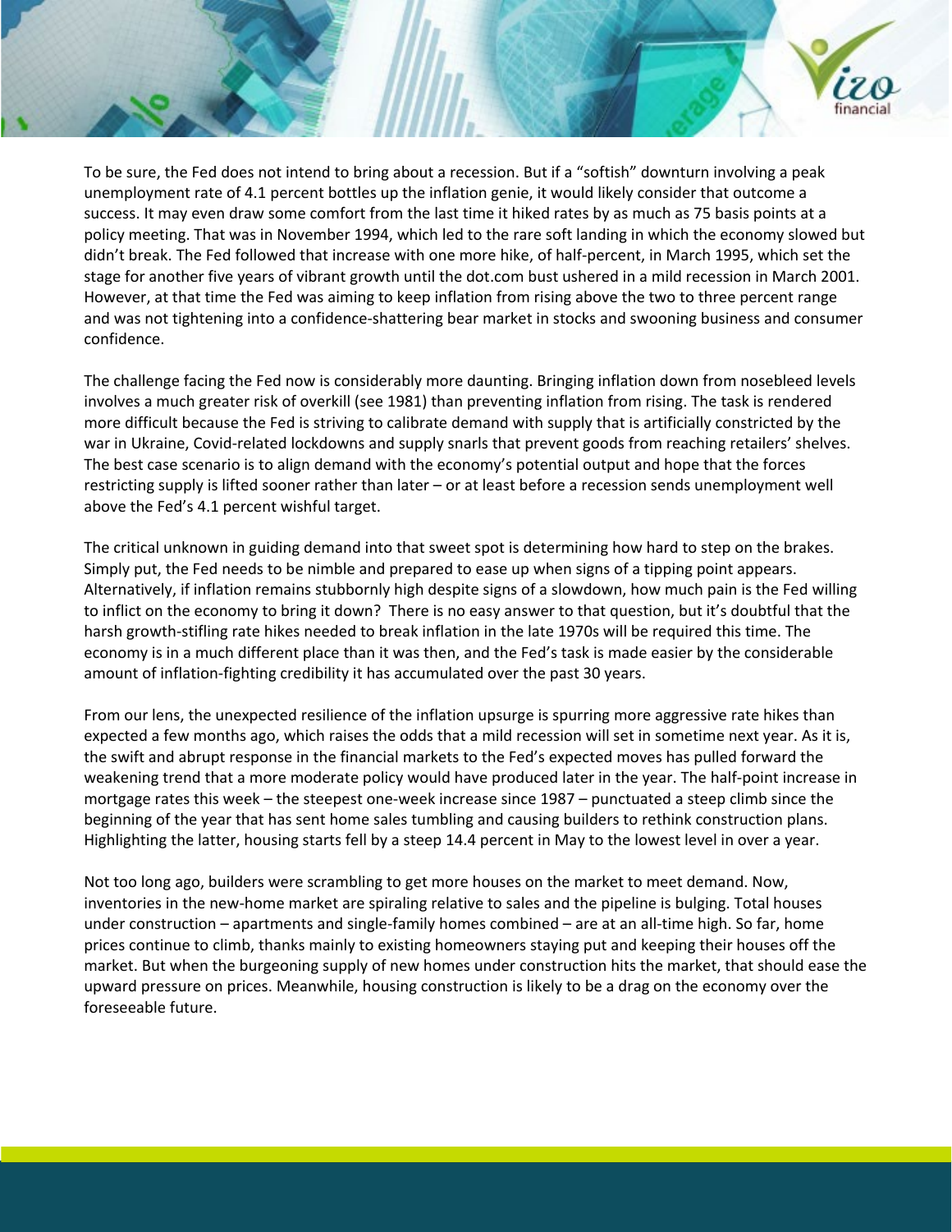To be sure, the Fed does not intend to bring about a recession. But if a "softish" downturn involving a peak unemployment rate of 4.1 percent bottles up the inflation genie, it would likely consider that outcome a success. It may even draw some comfort from the last time it hiked rates by as much as 75 basis points at a policy meeting. That was in November 1994, which led to the rare soft landing in which the economy slowed but didn't break. The Fed followed that increase with one more hike, of half-percent, in March 1995, which set the stage for another five years of vibrant growth until the dot.com bust ushered in a mild recession in March 2001. However, at that time the Fed was aiming to keep inflation from rising above the two to three percent range and was not tightening into a confidence-shattering bear market in stocks and swooning business and consumer confidence.

The challenge facing the Fed now is considerably more daunting. Bringing inflation down from nosebleed levels involves a much greater risk of overkill (see 1981) than preventing inflation from rising. The task is rendered more difficult because the Fed is striving to calibrate demand with supply that is artificially constricted by the war in Ukraine, Covid-related lockdowns and supply snarls that prevent goods from reaching retailers' shelves. The best case scenario is to align demand with the economy's potential output and hope that the forces restricting supply is lifted sooner rather than later – or at least before a recession sends unemployment well above the Fed's 4.1 percent wishful target.

The critical unknown in guiding demand into that sweet spot is determining how hard to step on the brakes. Simply put, the Fed needs to be nimble and prepared to ease up when signs of a tipping point appears. Alternatively, if inflation remains stubbornly high despite signs of a slowdown, how much pain is the Fed willing to inflict on the economy to bring it down? There is no easy answer to that question, but it's doubtful that the harsh growth-stifling rate hikes needed to break inflation in the late 1970s will be required this time. The economy is in a much different place than it was then, and the Fed's task is made easier by the considerable amount of inflation-fighting credibility it has accumulated over the past 30 years.

From our lens, the unexpected resilience of the inflation upsurge is spurring more aggressive rate hikes than expected a few months ago, which raises the odds that a mild recession will set in sometime next year. As it is, the swift and abrupt response in the financial markets to the Fed's expected moves has pulled forward the weakening trend that a more moderate policy would have produced later in the year. The half-point increase in mortgage rates this week – the steepest one-week increase since 1987 – punctuated a steep climb since the beginning of the year that has sent home sales tumbling and causing builders to rethink construction plans. Highlighting the latter, housing starts fell by a steep 14.4 percent in May to the lowest level in over a year.

Not too long ago, builders were scrambling to get more houses on the market to meet demand. Now, inventories in the new-home market are spiraling relative to sales and the pipeline is bulging. Total houses under construction – apartments and single-family homes combined – are at an all-time high. So far, home prices continue to climb, thanks mainly to existing homeowners staying put and keeping their houses off the market. But when the burgeoning supply of new homes under construction hits the market, that should ease the upward pressure on prices. Meanwhile, housing construction is likely to be a drag on the economy over the foreseeable future.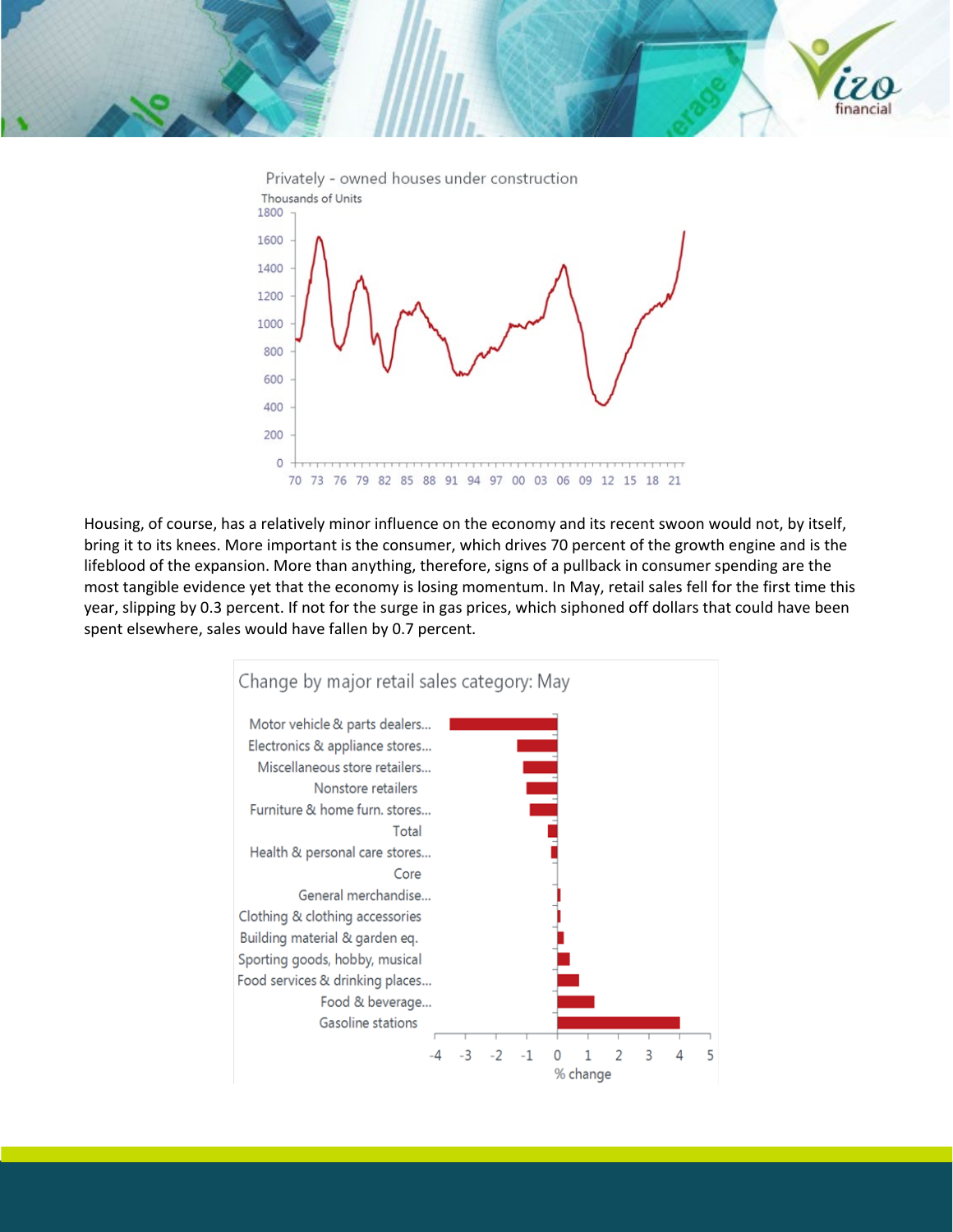Privately - owned houses under construction

Thousands of Units

Housing, of course, has a relatively minor influence on the economy and its recent swoon would not, by itself, bring it to its knees. More important is the consumer, which drives 70 percent of the growth engine and is the lifeblood of the expansion. More than anything, therefore, signs of a pullback in consumer spending are the most tangible evidence yet that the economy is losing momentum. In May, retail sales fell for the first time this year, slipping by 0.3 percent. If not for the surge in gas prices, which siphoned off dollars that could have been spent elsewhere, sales would have fallen by 0.7 percent.

Change by major retail sales category: May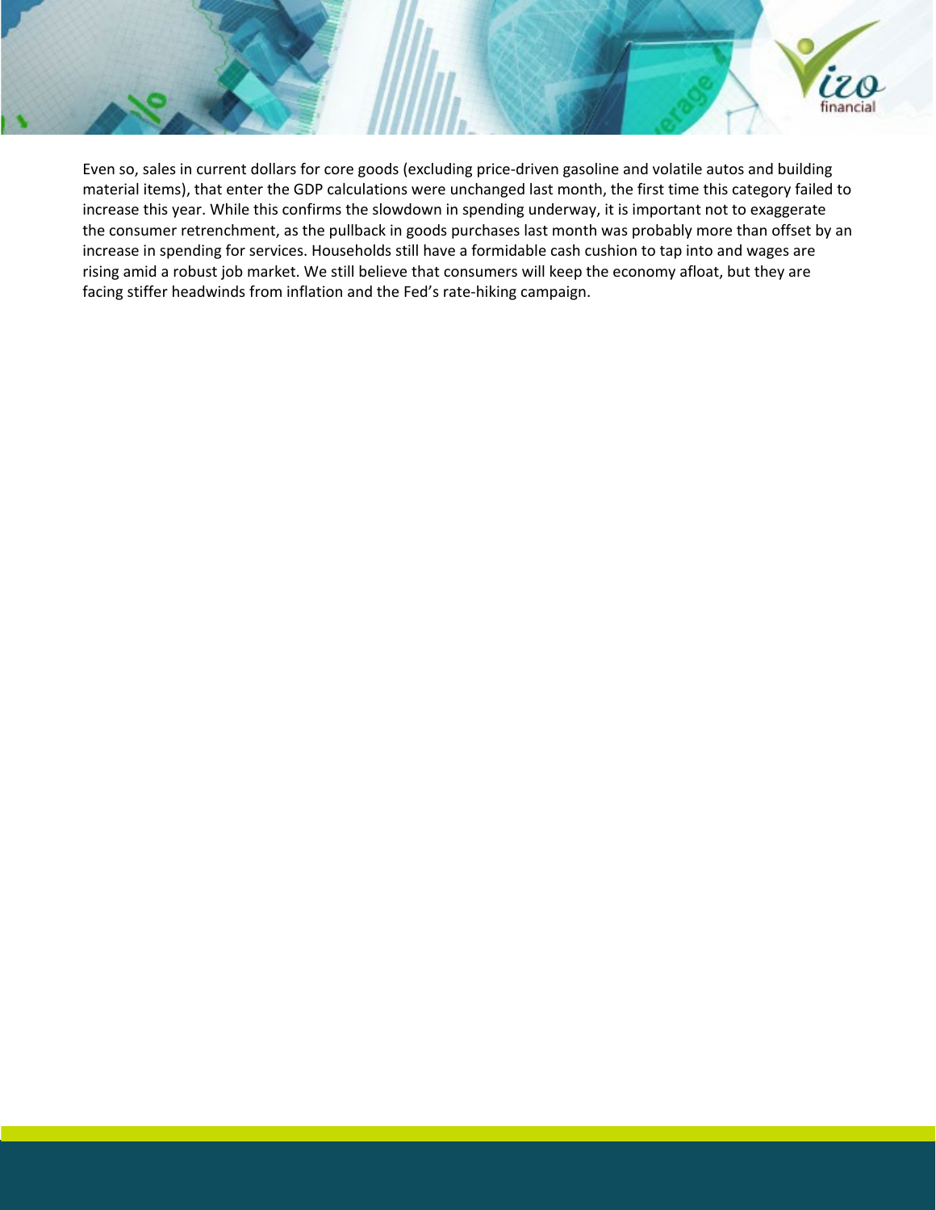Even so, sales in current dollars for core goods (excluding price-driven gasoline and volatile autos and building material items), that enter the GDP calculations were unchanged last month, the first time this category failed to increase this year. While this confirms the slowdown in spending underway, it is important not to exaggerate the consumer retrenchment, as the pullback in goods purchases last month was probably more than offset by an increase in spending for services. Households still have a formidable cash cushion to tap into and wages are rising amid a robust job market. We still believe that consumers will keep the economy afloat, but they are facing stiffer headwinds from inflation and the Fed's rate-hiking campaign.